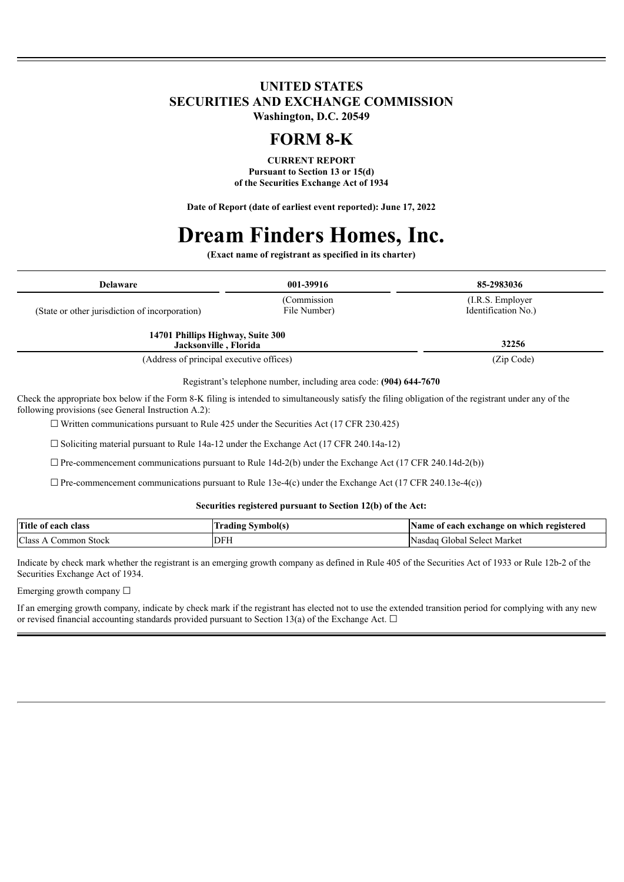# UNITED STATES
# SECURITIES AND EXCHANGE COMMISSION
**Washington, D.C. 20549**

# FORM 8-K

**CURRENT REPORT**
**Pursuant to Section 13 or 15(d)**
**of the Securities Exchange Act of 1934**

**Date of Report (date of earliest event reported): June 17, 2022**

# Dream Finders Homes, Inc.

**(Exact name of registrant as specified in its charter)**

| **Delaware** | **001-39916** | **85-2983036** |
|---|---|---|
| (State or other jurisdiction of incorporation) | (Commission File Number) | (I.R.S. Employer Identification No.) |

| **14701 Phillips Highway, Suite 300 Jacksonville , Florida** | **32256** |
|---|---|
| (Address of principal executive offices) | (Zip Code) |

Registrant's telephone number, including area code: **(904) 644-7670**

Check the appropriate box below if the Form 8-K filing is intended to simultaneously satisfy the filing obligation of the registrant under any of the following provisions (see General Instruction A.2):

☐ Written communications pursuant to Rule 425 under the Securities Act (17 CFR 230.425)

☐ Soliciting material pursuant to Rule 14a-12 under the Exchange Act (17 CFR 240.14a-12)

☐ Pre-commencement communications pursuant to Rule 14d-2(b) under the Exchange Act (17 CFR 240.14d-2(b))

☐ Pre-commencement communications pursuant to Rule 13e-4(c) under the Exchange Act (17 CFR 240.13e-4(c))

**Securities registered pursuant to Section 12(b) of the Act:**

| Title of each class | Trading Symbol(s) | Name of each exchange on which registered |
|---|---|---|
| Class A Common Stock | DFH | Nasdaq Global Select Market |

Indicate by check mark whether the registrant is an emerging growth company as defined in Rule 405 of the Securities Act of 1933 or Rule 12b-2 of the Securities Exchange Act of 1934.

Emerging growth company ☐

If an emerging growth company, indicate by check mark if the registrant has elected not to use the extended transition period for complying with any new or revised financial accounting standards provided pursuant to Section 13(a) of the Exchange Act. ☐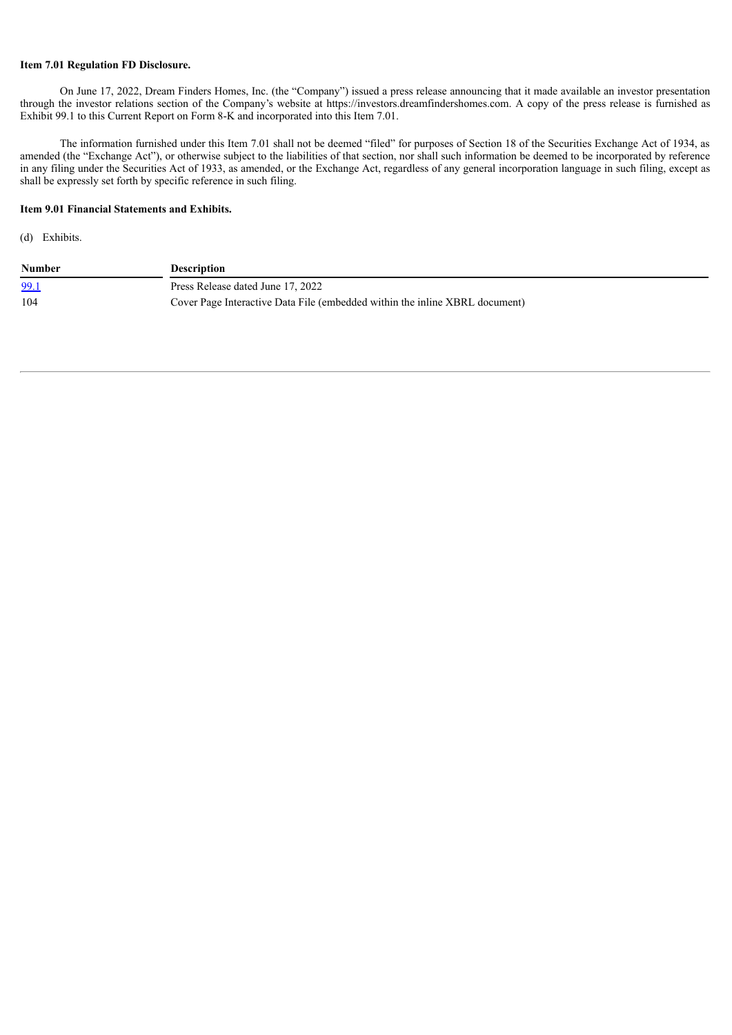**Item 7.01 Regulation FD Disclosure.**

On June 17, 2022, Dream Finders Homes, Inc. (the "Company") issued a press release announcing that it made available an investor presentation through the investor relations section of the Company's website at https://investors.dreamfindershomes.com. A copy of the press release is furnished as Exhibit 99.1 to this Current Report on Form 8-K and incorporated into this Item 7.01.

The information furnished under this Item 7.01 shall not be deemed "filed" for purposes of Section 18 of the Securities Exchange Act of 1934, as amended (the "Exchange Act"), or otherwise subject to the liabilities of that section, nor shall such information be deemed to be incorporated by reference in any filing under the Securities Act of 1933, as amended, or the Exchange Act, regardless of any general incorporation language in such filing, except as shall be expressly set forth by specific reference in such filing.

**Item 9.01 Financial Statements and Exhibits.**

(d) Exhibits.

| Number | Description |
|---|---|
| 99.1 | Press Release dated June 17, 2022 |
| 104 | Cover Page Interactive Data File (embedded within the inline XBRL document) |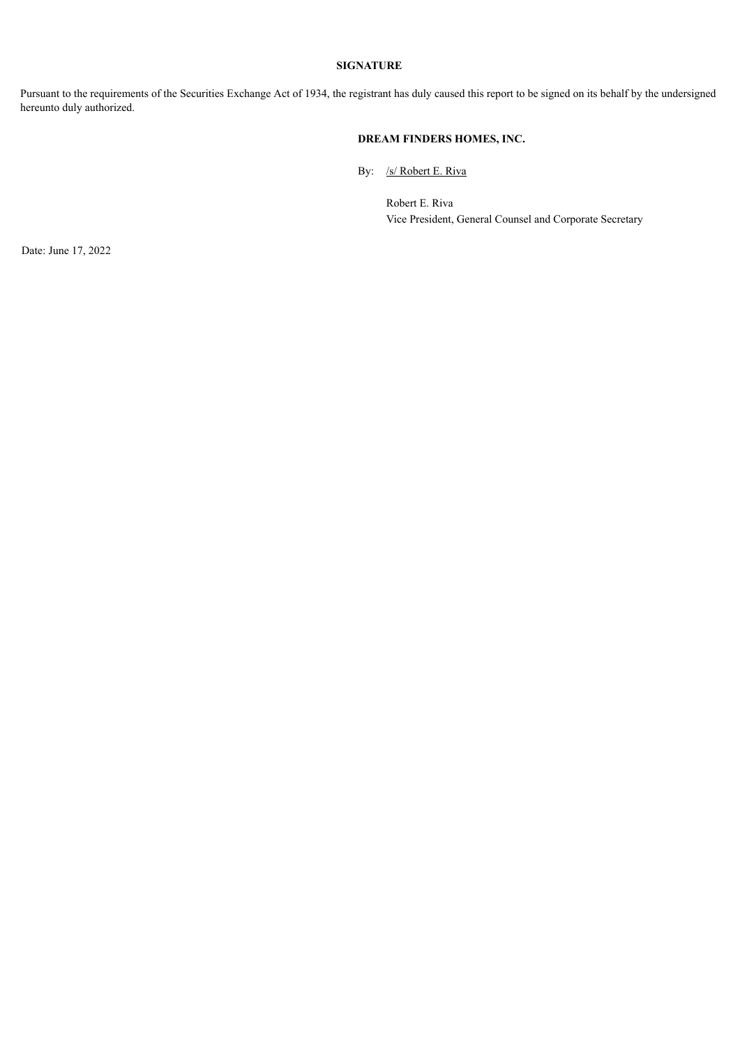**SIGNATURE**

Pursuant to the requirements of the Securities Exchange Act of 1934, the registrant has duly caused this report to be signed on its behalf by the undersigned hereunto duly authorized.

**DREAM FINDERS HOMES, INC.**

By: /s/ Robert E. Riva

Robert E. Riva
Vice President, General Counsel and Corporate Secretary

Date: June 17, 2022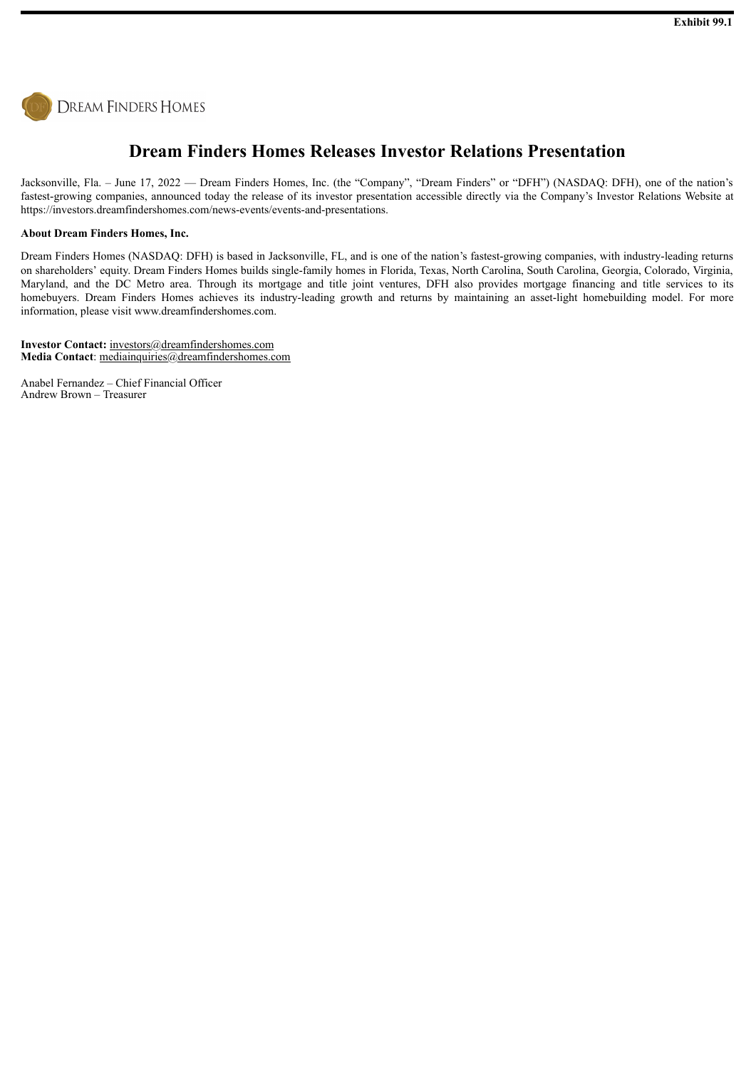**Exhibit 99.1**

DREAM FINDERS HOMES

# Dream Finders Homes Releases Investor Relations Presentation

Jacksonville, Fla. – June 17, 2022 — Dream Finders Homes, Inc. (the "Company", "Dream Finders" or "DFH") (NASDAQ: DFH), one of the nation's fastest-growing companies, announced today the release of its investor presentation accessible directly via the Company's Investor Relations Website at https://investors.dreamfindershomes.com/news-events/events-and-presentations.

**About Dream Finders Homes, Inc.**

Dream Finders Homes (NASDAQ: DFH) is based in Jacksonville, FL, and is one of the nation's fastest-growing companies, with industry-leading returns on shareholders' equity. Dream Finders Homes builds single-family homes in Florida, Texas, North Carolina, South Carolina, Georgia, Colorado, Virginia, Maryland, and the DC Metro area. Through its mortgage and title joint ventures, DFH also provides mortgage financing and title services to its homebuyers. Dream Finders Homes achieves its industry-leading growth and returns by maintaining an asset-light homebuilding model. For more information, please visit www.dreamfindershomes.com.

**Investor Contact:** investors@dreamfindershomes.com
**Media Contact**: mediainquiries@dreamfindershomes.com

Anabel Fernandez – Chief Financial Officer
Andrew Brown – Treasurer